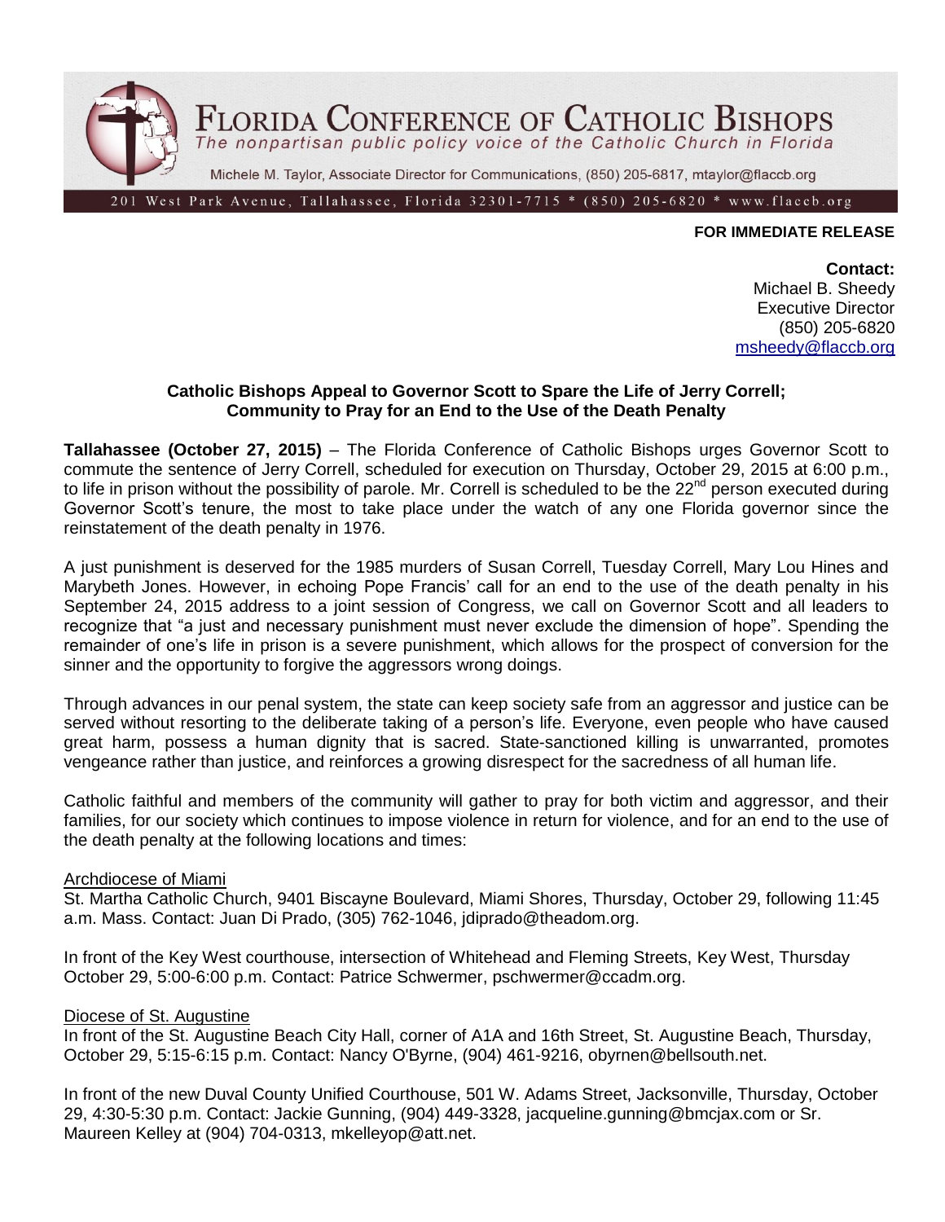# FLORIDA CONFERENCE OF CATHOLIC BISHOPS

*The nonpartisan public policy voice of the Catholic Church in Florida*

Michele M. Taylor, Associate Director for Communications, (850) 205-6817, mtaylor@flaccb.org

201 West Park Avenue, Tallahassee, Florida 32301-7715 * (850) 205-6820 * www.flaccb.org

**FOR IMMEDIATE RELEASE**

**Contact:**
Michael B. Sheedy
Executive Director
(850) 205-6820
msheedy@flaccb.org

**Catholic Bishops Appeal to Governor Scott to Spare the Life of Jerry Correll; Community to Pray for an End to the Use of the Death Penalty**

**Tallahassee (October 27, 2015)** – The Florida Conference of Catholic Bishops urges Governor Scott to commute the sentence of Jerry Correll, scheduled for execution on Thursday, October 29, 2015 at 6:00 p.m., to life in prison without the possibility of parole. Mr. Correll is scheduled to be the 22nd person executed during Governor Scott's tenure, the most to take place under the watch of any one Florida governor since the reinstatement of the death penalty in 1976.

A just punishment is deserved for the 1985 murders of Susan Correll, Tuesday Correll, Mary Lou Hines and Marybeth Jones. However, in echoing Pope Francis' call for an end to the use of the death penalty in his September 24, 2015 address to a joint session of Congress, we call on Governor Scott and all leaders to recognize that "a just and necessary punishment must never exclude the dimension of hope". Spending the remainder of one's life in prison is a severe punishment, which allows for the prospect of conversion for the sinner and the opportunity to forgive the aggressors wrong doings.

Through advances in our penal system, the state can keep society safe from an aggressor and justice can be served without resorting to the deliberate taking of a person's life. Everyone, even people who have caused great harm, possess a human dignity that is sacred. State-sanctioned killing is unwarranted, promotes vengeance rather than justice, and reinforces a growing disrespect for the sacredness of all human life.

Catholic faithful and members of the community will gather to pray for both victim and aggressor, and their families, for our society which continues to impose violence in return for violence, and for an end to the use of the death penalty at the following locations and times:

Archdiocese of Miami

St. Martha Catholic Church, 9401 Biscayne Boulevard, Miami Shores, Thursday, October 29, following 11:45 a.m. Mass. Contact: Juan Di Prado, (305) 762-1046, jdiprado@theadom.org.

In front of the Key West courthouse, intersection of Whitehead and Fleming Streets, Key West, Thursday October 29, 5:00-6:00 p.m. Contact: Patrice Schwermer, pschwermer@ccadm.org.

Diocese of St. Augustine

In front of the St. Augustine Beach City Hall, corner of A1A and 16th Street, St. Augustine Beach, Thursday, October 29, 5:15-6:15 p.m. Contact: Nancy O'Byrne, (904) 461-9216, obyrnen@bellsouth.net.

In front of the new Duval County Unified Courthouse, 501 W. Adams Street, Jacksonville, Thursday, October 29, 4:30-5:30 p.m. Contact: Jackie Gunning, (904) 449-3328, jacqueline.gunning@bmcjax.com or Sr. Maureen Kelley at (904) 704-0313, mkelleyop@att.net.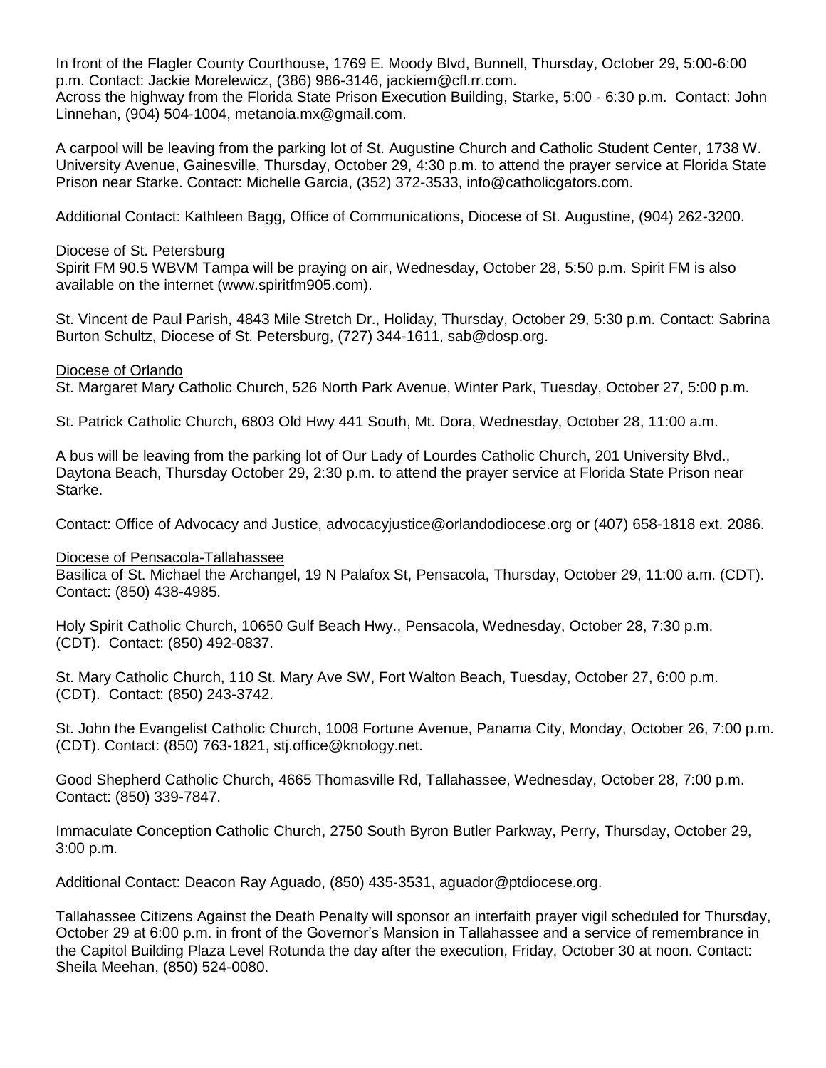In front of the Flagler County Courthouse, 1769 E. Moody Blvd, Bunnell, Thursday, October 29, 5:00-6:00 p.m. Contact: Jackie Morelewicz, (386) 986-3146, jackiem@cfl.rr.com.
Across the highway from the Florida State Prison Execution Building, Starke, 5:00 - 6:30 p.m. Contact: John Linnehan, (904) 504-1004, metanoia.mx@gmail.com.

A carpool will be leaving from the parking lot of St. Augustine Church and Catholic Student Center, 1738 W. University Avenue, Gainesville, Thursday, October 29, 4:30 p.m. to attend the prayer service at Florida State Prison near Starke. Contact: Michelle Garcia, (352) 372-3533, info@catholicgators.com.

Additional Contact: Kathleen Bagg, Office of Communications, Diocese of St. Augustine, (904) 262-3200.

Diocese of St. Petersburg

Spirit FM 90.5 WBVM Tampa will be praying on air, Wednesday, October 28, 5:50 p.m. Spirit FM is also available on the internet (www.spiritfm905.com).

St. Vincent de Paul Parish, 4843 Mile Stretch Dr., Holiday, Thursday, October 29, 5:30 p.m. Contact: Sabrina Burton Schultz, Diocese of St. Petersburg, (727) 344-1611, sab@dosp.org.

Diocese of Orlando

St. Margaret Mary Catholic Church, 526 North Park Avenue, Winter Park, Tuesday, October 27, 5:00 p.m.

St. Patrick Catholic Church, 6803 Old Hwy 441 South, Mt. Dora, Wednesday, October 28, 11:00 a.m.

A bus will be leaving from the parking lot of Our Lady of Lourdes Catholic Church, 201 University Blvd., Daytona Beach, Thursday October 29, 2:30 p.m. to attend the prayer service at Florida State Prison near Starke.

Contact: Office of Advocacy and Justice, advocacyjustice@orlandodiocese.org or (407) 658-1818 ext. 2086.

Diocese of Pensacola-Tallahassee

Basilica of St. Michael the Archangel, 19 N Palafox St, Pensacola, Thursday, October 29, 11:00 a.m. (CDT). Contact: (850) 438-4985.

Holy Spirit Catholic Church, 10650 Gulf Beach Hwy., Pensacola, Wednesday, October 28, 7:30 p.m. (CDT). Contact: (850) 492-0837.

St. Mary Catholic Church, 110 St. Mary Ave SW, Fort Walton Beach, Tuesday, October 27, 6:00 p.m. (CDT). Contact: (850) 243-3742.

St. John the Evangelist Catholic Church, 1008 Fortune Avenue, Panama City, Monday, October 26, 7:00 p.m. (CDT). Contact: (850) 763-1821, stj.office@knology.net.

Good Shepherd Catholic Church, 4665 Thomasville Rd, Tallahassee, Wednesday, October 28, 7:00 p.m. Contact: (850) 339-7847.

Immaculate Conception Catholic Church, 2750 South Byron Butler Parkway, Perry, Thursday, October 29, 3:00 p.m.

Additional Contact: Deacon Ray Aguado, (850) 435-3531, aguador@ptdiocese.org.

Tallahassee Citizens Against the Death Penalty will sponsor an interfaith prayer vigil scheduled for Thursday, October 29 at 6:00 p.m. in front of the Governor's Mansion in Tallahassee and a service of remembrance in the Capitol Building Plaza Level Rotunda the day after the execution, Friday, October 30 at noon. Contact: Sheila Meehan, (850) 524-0080.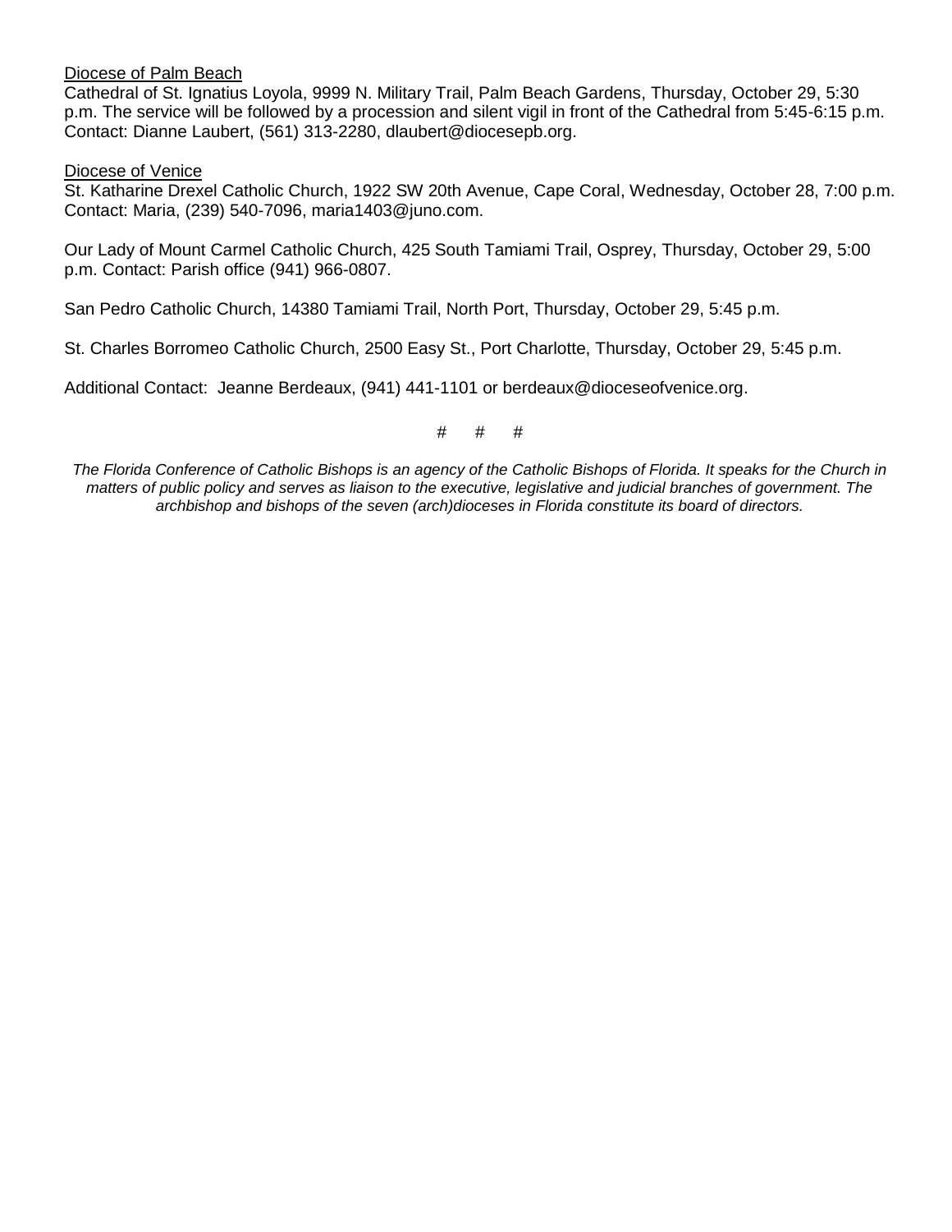<u>Diocese of Palm Beach</u>
Cathedral of St. Ignatius Loyola, 9999 N. Military Trail, Palm Beach Gardens, Thursday, October 29, 5:30 p.m. The service will be followed by a procession and silent vigil in front of the Cathedral from 5:45-6:15 p.m. Contact: Dianne Laubert, (561) 313-2280, dlaubert@diocesepb.org.

<u>Diocese of Venice</u>
St. Katharine Drexel Catholic Church, 1922 SW 20th Avenue, Cape Coral, Wednesday, October 28, 7:00 p.m. Contact: Maria, (239) 540-7096, maria1403@juno.com.

Our Lady of Mount Carmel Catholic Church, 425 South Tamiami Trail, Osprey, Thursday, October 29, 5:00 p.m. Contact: Parish office (941) 966-0807.

San Pedro Catholic Church, 14380 Tamiami Trail, North Port, Thursday, October 29, 5:45 p.m.

St. Charles Borromeo Catholic Church, 2500 Easy St., Port Charlotte, Thursday, October 29, 5:45 p.m.

Additional Contact: Jeanne Berdeaux, (941) 441-1101 or berdeaux@dioceseofvenice.org.

# # #

*The Florida Conference of Catholic Bishops is an agency of the Catholic Bishops of Florida. It speaks for the Church in matters of public policy and serves as liaison to the executive, legislative and judicial branches of government. The archbishop and bishops of the seven (arch)dioceses in Florida constitute its board of directors.*